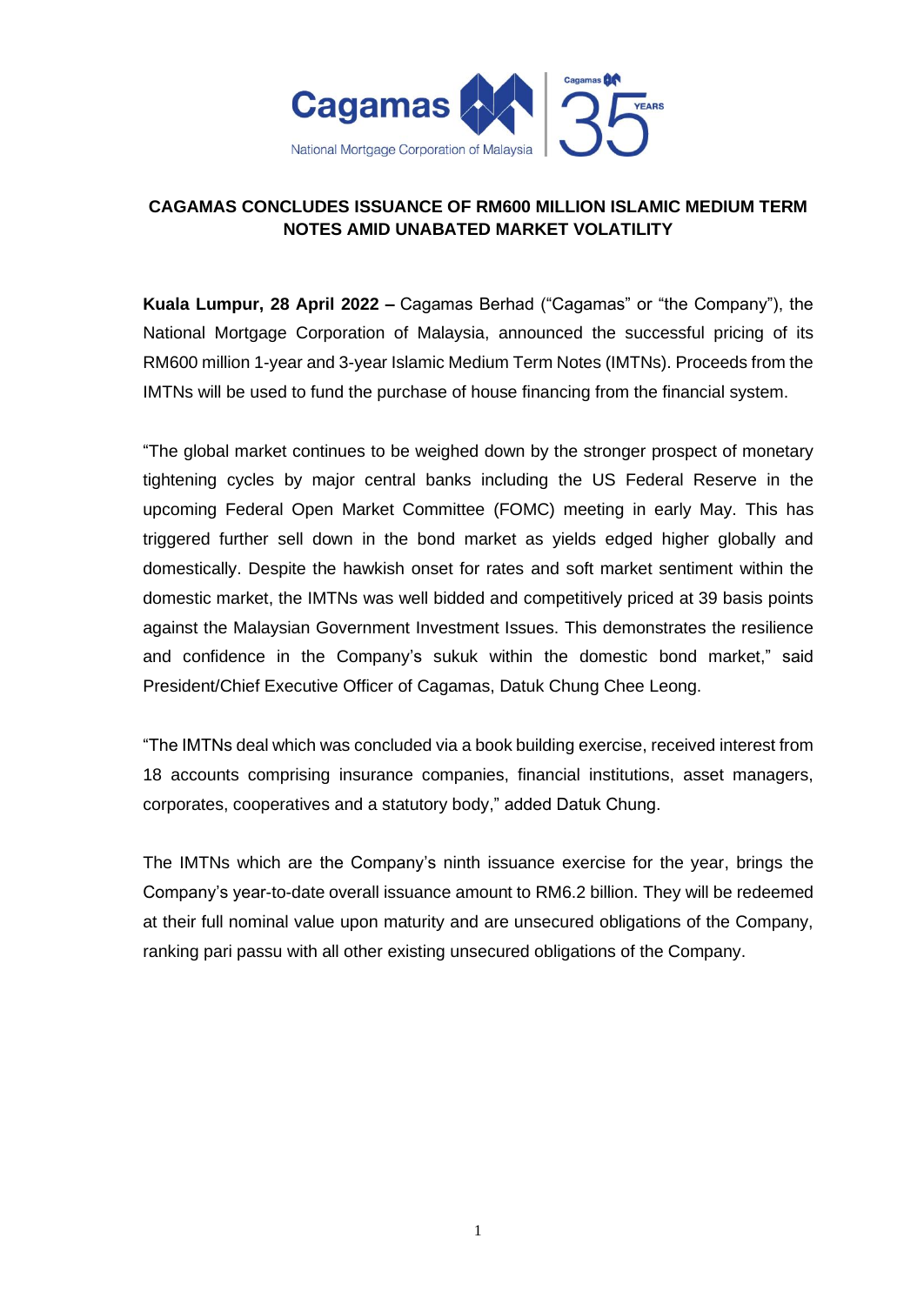# CAGAMAS CONCLUDES ISSUANCE OF RM600 MILLION ISLAMIC MEDIUM TERM NOTES AMID UNABATED MARKET VOLATILITY

**Kuala Lumpur, 28 April 2022 –** Cagamas Berhad ("Cagamas" or "the Company"), the National Mortgage Corporation of Malaysia, announced the successful pricing of its RM600 million 1-year and 3-year Islamic Medium Term Notes (IMTNs). Proceeds from the IMTNs will be used to fund the purchase of house financing from the financial system.

"The global market continues to be weighed down by the stronger prospect of monetary tightening cycles by major central banks including the US Federal Reserve in the upcoming Federal Open Market Committee (FOMC) meeting in early May. This has triggered further sell down in the bond market as yields edged higher globally and domestically. Despite the hawkish onset for rates and soft market sentiment within the domestic market, the IMTNs was well bidded and competitively priced at 39 basis points against the Malaysian Government Investment Issues. This demonstrates the resilience and confidence in the Company's sukuk within the domestic bond market," said President/Chief Executive Officer of Cagamas, Datuk Chung Chee Leong.

"The IMTNs deal which was concluded via a book building exercise, received interest from 18 accounts comprising insurance companies, financial institutions, asset managers, corporates, cooperatives and a statutory body," added Datuk Chung.

The IMTNs which are the Company's ninth issuance exercise for the year, brings the Company's year-to-date overall issuance amount to RM6.2 billion. They will be redeemed at their full nominal value upon maturity and are unsecured obligations of the Company, ranking pari passu with all other existing unsecured obligations of the Company.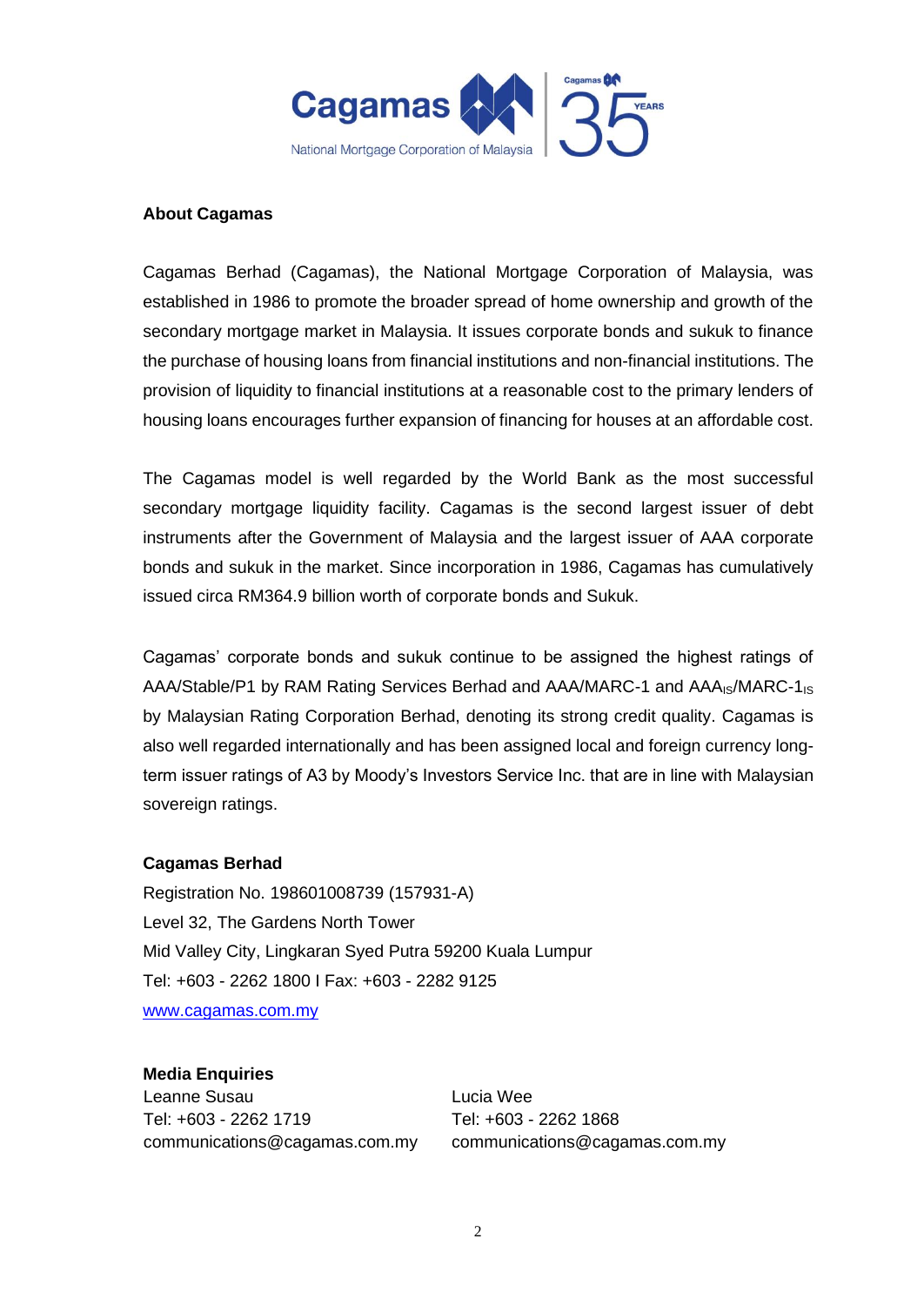## About Cagamas

Cagamas Berhad (Cagamas), the National Mortgage Corporation of Malaysia, was established in 1986 to promote the broader spread of home ownership and growth of the secondary mortgage market in Malaysia. It issues corporate bonds and sukuk to finance the purchase of housing loans from financial institutions and non-financial institutions. The provision of liquidity to financial institutions at a reasonable cost to the primary lenders of housing loans encourages further expansion of financing for houses at an affordable cost.

The Cagamas model is well regarded by the World Bank as the most successful secondary mortgage liquidity facility. Cagamas is the second largest issuer of debt instruments after the Government of Malaysia and the largest issuer of AAA corporate bonds and sukuk in the market. Since incorporation in 1986, Cagamas has cumulatively issued circa RM364.9 billion worth of corporate bonds and Sukuk.

Cagamas' corporate bonds and sukuk continue to be assigned the highest ratings of AAA/Stable/P1 by RAM Rating Services Berhad and AAA/MARC-1 and $AAA_{IS}$/MARC-$1_{IS}$ by Malaysian Rating Corporation Berhad, denoting its strong credit quality. Cagamas is also well regarded internationally and has been assigned local and foreign currency long-term issuer ratings of A3 by Moody's Investors Service Inc. that are in line with Malaysian sovereign ratings.

**Cagamas Berhad**
Registration No. 198601008739 (157931-A)
Level 32, The Gardens North Tower
Mid Valley City, Lingkaran Syed Putra 59200 Kuala Lumpur
Tel: +603 - 2262 1800 I Fax: +603 - 2282 9125
www.cagamas.com.my

**Media Enquiries**

Leanne Susau
Tel: +603 - 2262 1719
communications@cagamas.com.my

Lucia Wee
Tel: +603 - 2262 1868
communications@cagamas.com.my